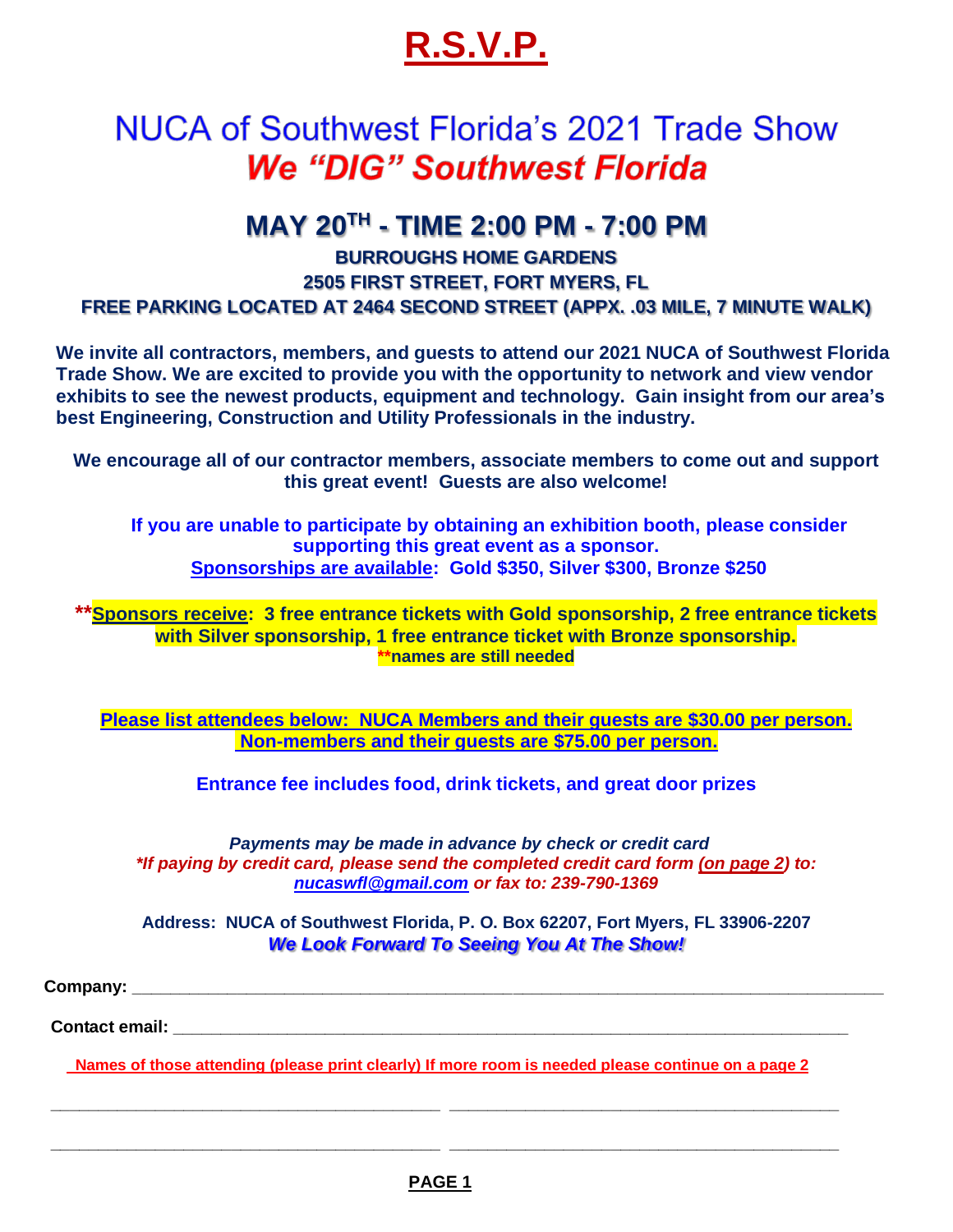# R.S.V.P.

## NUCA of Southwest Florida's 2021 Trade Show
## *We "DIG" Southwest Florida*

## MAY 20$^{TH}$ - TIME 2:00 PM - 7:00 PM

**BURROUGHS HOME GARDENS**
**2505 FIRST STREET, FORT MYERS, FL**
**FREE PARKING LOCATED AT 2464 SECOND STREET (APPX. .03 MILE, 7 MINUTE WALK)**

**We invite all contractors, members, and guests to attend our 2021 NUCA of Southwest Florida Trade Show. We are excited to provide you with the opportunity to network and view vendor exhibits to see the newest products, equipment and technology. Gain insight from our area's best Engineering, Construction and Utility Professionals in the industry.**

**We encourage all of our contractor members, associate members to come out and support this great event! Guests are also welcome!**

**If you are unable to participate by obtaining an exhibition booth, please consider supporting this great event as a sponsor.**
**Sponsorships are available: Gold $350, Silver $300, Bronze $250**

****Sponsors receive: 3 free entrance tickets with Gold sponsorship, 2 free entrance tickets with Silver sponsorship, 1 free entrance ticket with Bronze sponsorship.**
****names are still needed**

**Please list attendees below: NUCA Members and their guests are $30.00 per person.**
**Non-members and their guests are $75.00 per person.**

**Entrance fee includes food, drink tickets, and great door prizes**

***Payments may be made in advance by check or credit card***
***\*If paying by credit card, please send the completed credit card form (on page 2) to: nucaswfl@gmail.com or fax to: 239-790-1369***

**Address: NUCA of Southwest Florida, P. O. Box 62207, Fort Myers, FL 33906-2207**
***We Look Forward To Seeing You At The Show!***

**Company:** ______________________________________________

**Contact email:** ______________________________________________

**Names of those attending (please print clearly) If more room is needed please continue on a page 2**

______________________________ ______________________________

______________________________ ______________________________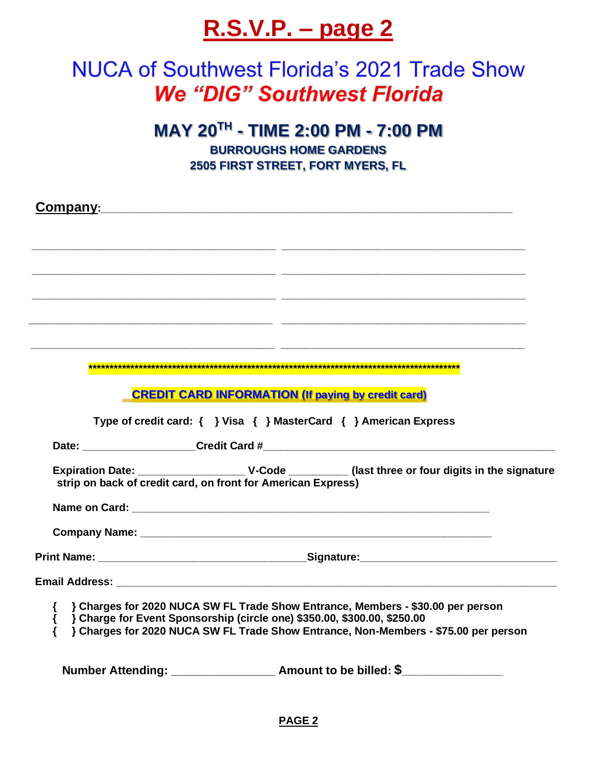# R.S.V.P. – page 2

## NUCA of Southwest Florida's 2021 Trade Show
## *We "DIG" Southwest Florida*

### MAY 20TH - TIME 2:00 PM - 7:00 PM

**BURROUGHS HOME GARDENS**
**2505 FIRST STREET, FORT MYERS, FL**

**Company:** ____________________________________________________________

______________________________________ ______________________________________

______________________________________ ______________________________________

______________________________________ ______________________________________

______________________________________ ______________________________________

______________________________________ ______________________________________

********************************************************************************************

**CREDIT CARD INFORMATION (If paying by credit card)**

**Type of credit card: { } Visa { } MasterCard { } American Express**

**Date:** __________________ **Credit Card #** ______________________________________________

**Expiration Date:** _________________ **V-Code** _________ **(last three or four digits in the signature strip on back of credit card, on front for American Express)**

**Name on Card:** ______________________________________________________

**Company Name:** _____________________________________________________

**Print Name:** _________________________________ **Signature:** ______________________________

**Email Address:** _______________________________________________________________

**{ } Charges for 2020 NUCA SW FL Trade Show Entrance, Members - $30.00 per person**
**{ } Charge for Event Sponsorship (circle one) $350.00, $300.00, $250.00**
**{ } Charges for 2020 NUCA SW FL Trade Show Entrance, Non-Members - $75.00 per person**

**Number Attending:** _______________ **Amount to be billed: $** _______________

**PAGE 2**